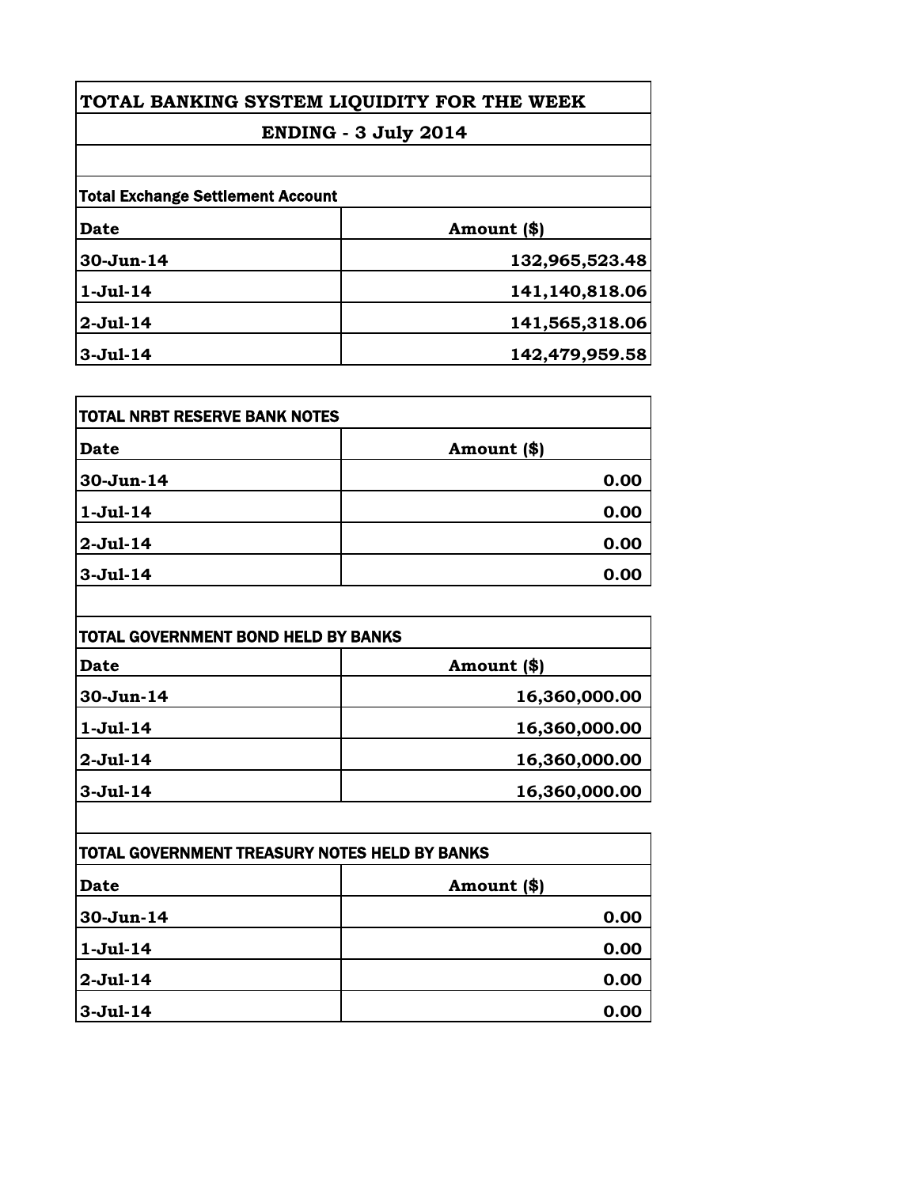# TOTAL BANKING SYSTEM LIQUIDITY FOR THE WEEK

## ENDING - 3 July 2014

**Total Exchange Settlement Account**

| Date | Amount ($) |
|---|---|
| 30-Jun-14 | 132,965,523.48 |
| 1-Jul-14 | 141,140,818.06 |
| 2-Jul-14 | 141,565,318.06 |
| 3-Jul-14 | 142,479,959.58 |

**TOTAL NRBT RESERVE BANK NOTES**

| Date | Amount ($) |
|---|---|
| 30-Jun-14 | 0.00 |
| 1-Jul-14 | 0.00 |
| 2-Jul-14 | 0.00 |
| 3-Jul-14 | 0.00 |

**TOTAL GOVERNMENT BOND HELD BY BANKS**

| Date | Amount ($) |
|---|---|
| 30-Jun-14 | 16,360,000.00 |
| 1-Jul-14 | 16,360,000.00 |
| 2-Jul-14 | 16,360,000.00 |
| 3-Jul-14 | 16,360,000.00 |

**TOTAL GOVERNMENT TREASURY NOTES HELD BY BANKS**

| Date | Amount ($) |
|---|---|
| 30-Jun-14 | 0.00 |
| 1-Jul-14 | 0.00 |
| 2-Jul-14 | 0.00 |
| 3-Jul-14 | 0.00 |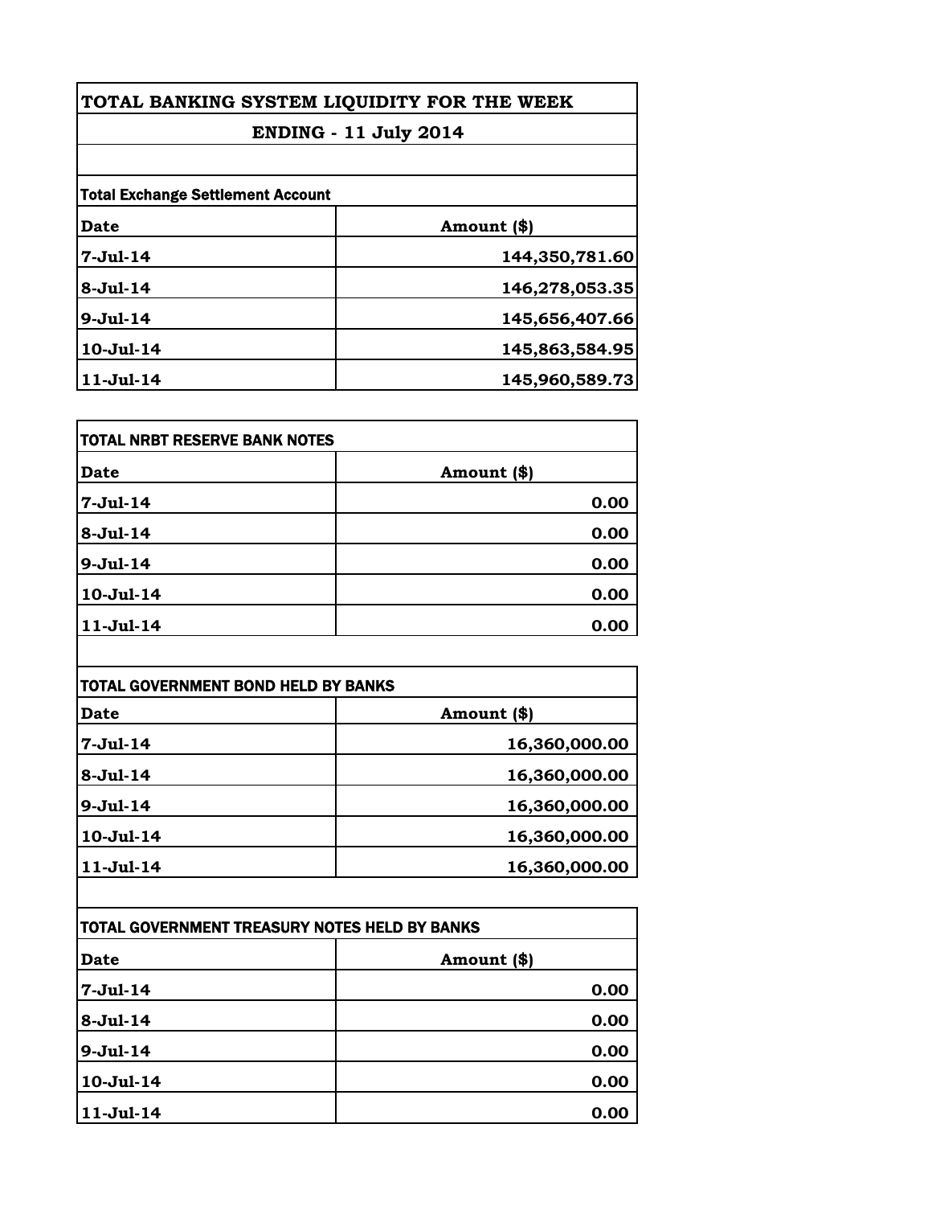# TOTAL BANKING SYSTEM LIQUIDITY FOR THE WEEK

## ENDING - 11 July 2014

### Total Exchange Settlement Account

| Date | Amount ($) |
| --- | --- |
| 7-Jul-14 | 144,350,781.60 |
| 8-Jul-14 | 146,278,053.35 |
| 9-Jul-14 | 145,656,407.66 |
| 10-Jul-14 | 145,863,584.95 |
| 11-Jul-14 | 145,960,589.73 |

### TOTAL NRBT RESERVE BANK NOTES

| Date | Amount ($) |
| --- | --- |
| 7-Jul-14 | 0.00 |
| 8-Jul-14 | 0.00 |
| 9-Jul-14 | 0.00 |
| 10-Jul-14 | 0.00 |
| 11-Jul-14 | 0.00 |

### TOTAL GOVERNMENT BOND HELD BY BANKS

| Date | Amount ($) |
| --- | --- |
| 7-Jul-14 | 16,360,000.00 |
| 8-Jul-14 | 16,360,000.00 |
| 9-Jul-14 | 16,360,000.00 |
| 10-Jul-14 | 16,360,000.00 |
| 11-Jul-14 | 16,360,000.00 |

### TOTAL GOVERNMENT TREASURY NOTES HELD BY BANKS

| Date | Amount ($) |
| --- | --- |
| 7-Jul-14 | 0.00 |
| 8-Jul-14 | 0.00 |
| 9-Jul-14 | 0.00 |
| 10-Jul-14 | 0.00 |
| 11-Jul-14 | 0.00 |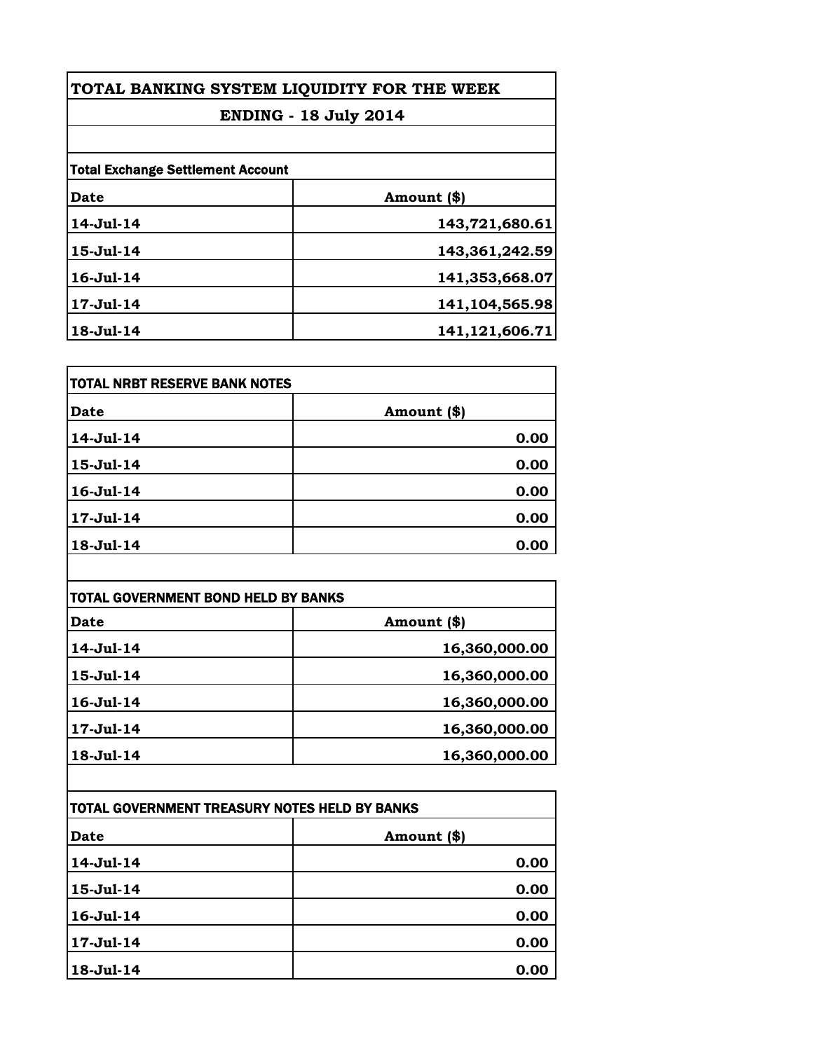# TOTAL BANKING SYSTEM LIQUIDITY FOR THE WEEK

## ENDING - 18 July 2014

**Total Exchange Settlement Account**

| Date | Amount ($) |
|---|---|
| 14-Jul-14 | 143,721,680.61 |
| 15-Jul-14 | 143,361,242.59 |
| 16-Jul-14 | 141,353,668.07 |
| 17-Jul-14 | 141,104,565.98 |
| 18-Jul-14 | 141,121,606.71 |

**TOTAL NRBT RESERVE BANK NOTES**

| Date | Amount ($) |
|---|---|
| 14-Jul-14 | 0.00 |
| 15-Jul-14 | 0.00 |
| 16-Jul-14 | 0.00 |
| 17-Jul-14 | 0.00 |
| 18-Jul-14 | 0.00 |

**TOTAL GOVERNMENT BOND HELD BY BANKS**

| Date | Amount ($) |
|---|---|
| 14-Jul-14 | 16,360,000.00 |
| 15-Jul-14 | 16,360,000.00 |
| 16-Jul-14 | 16,360,000.00 |
| 17-Jul-14 | 16,360,000.00 |
| 18-Jul-14 | 16,360,000.00 |

**TOTAL GOVERNMENT TREASURY NOTES HELD BY BANKS**

| Date | Amount ($) |
|---|---|
| 14-Jul-14 | 0.00 |
| 15-Jul-14 | 0.00 |
| 16-Jul-14 | 0.00 |
| 17-Jul-14 | 0.00 |
| 18-Jul-14 | 0.00 |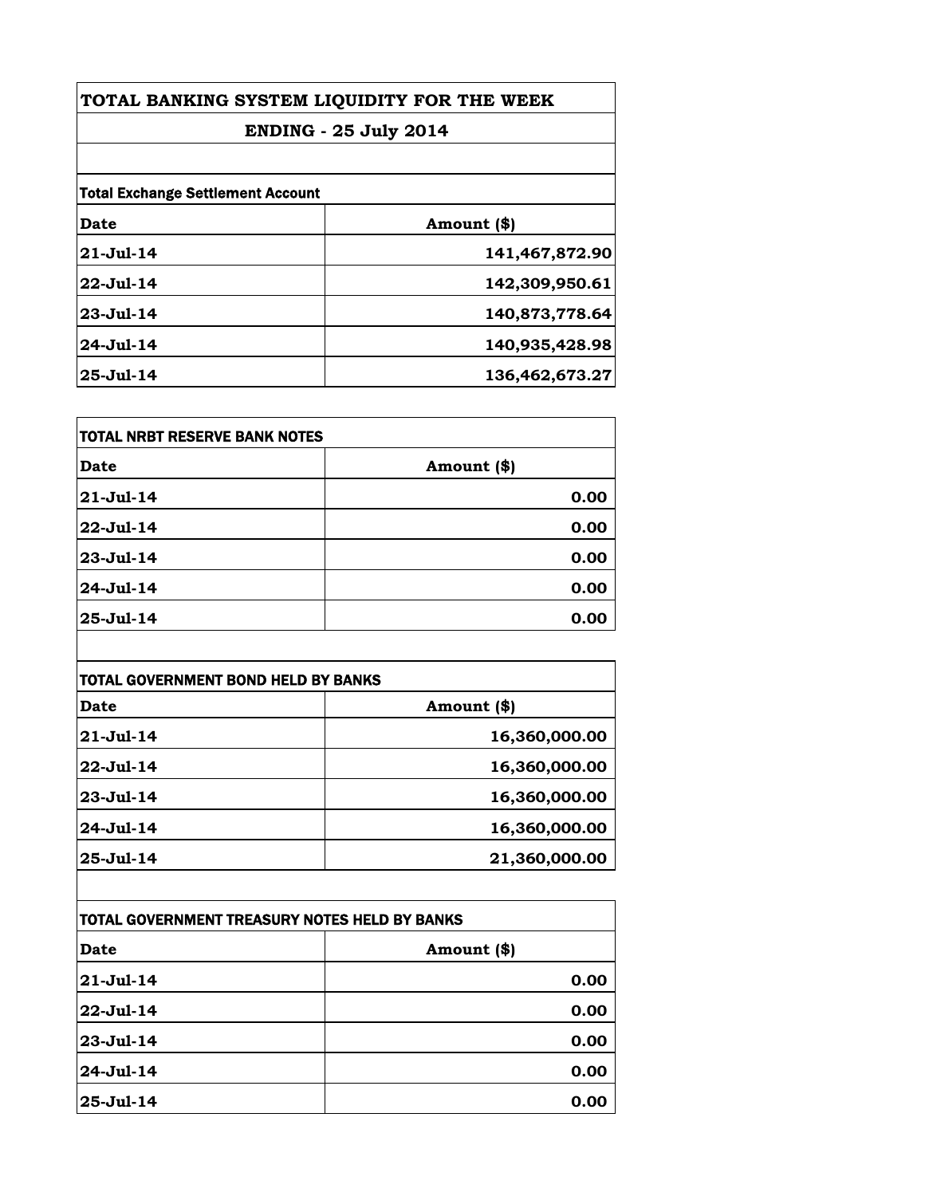# TOTAL BANKING SYSTEM LIQUIDITY FOR THE WEEK

## ENDING - 25 July 2014

**Total Exchange Settlement Account**

| Date | Amount ($) |
|---|---|
| 21-Jul-14 | 141,467,872.90 |
| 22-Jul-14 | 142,309,950.61 |
| 23-Jul-14 | 140,873,778.64 |
| 24-Jul-14 | 140,935,428.98 |
| 25-Jul-14 | 136,462,673.27 |

**TOTAL NRBT RESERVE BANK NOTES**

| Date | Amount ($) |
|---|---|
| 21-Jul-14 | 0.00 |
| 22-Jul-14 | 0.00 |
| 23-Jul-14 | 0.00 |
| 24-Jul-14 | 0.00 |
| 25-Jul-14 | 0.00 |

**TOTAL GOVERNMENT BOND HELD BY BANKS**

| Date | Amount ($) |
|---|---|
| 21-Jul-14 | 16,360,000.00 |
| 22-Jul-14 | 16,360,000.00 |
| 23-Jul-14 | 16,360,000.00 |
| 24-Jul-14 | 16,360,000.00 |
| 25-Jul-14 | 21,360,000.00 |

**TOTAL GOVERNMENT TREASURY NOTES HELD BY BANKS**

| Date | Amount ($) |
|---|---|
| 21-Jul-14 | 0.00 |
| 22-Jul-14 | 0.00 |
| 23-Jul-14 | 0.00 |
| 24-Jul-14 | 0.00 |
| 25-Jul-14 | 0.00 |